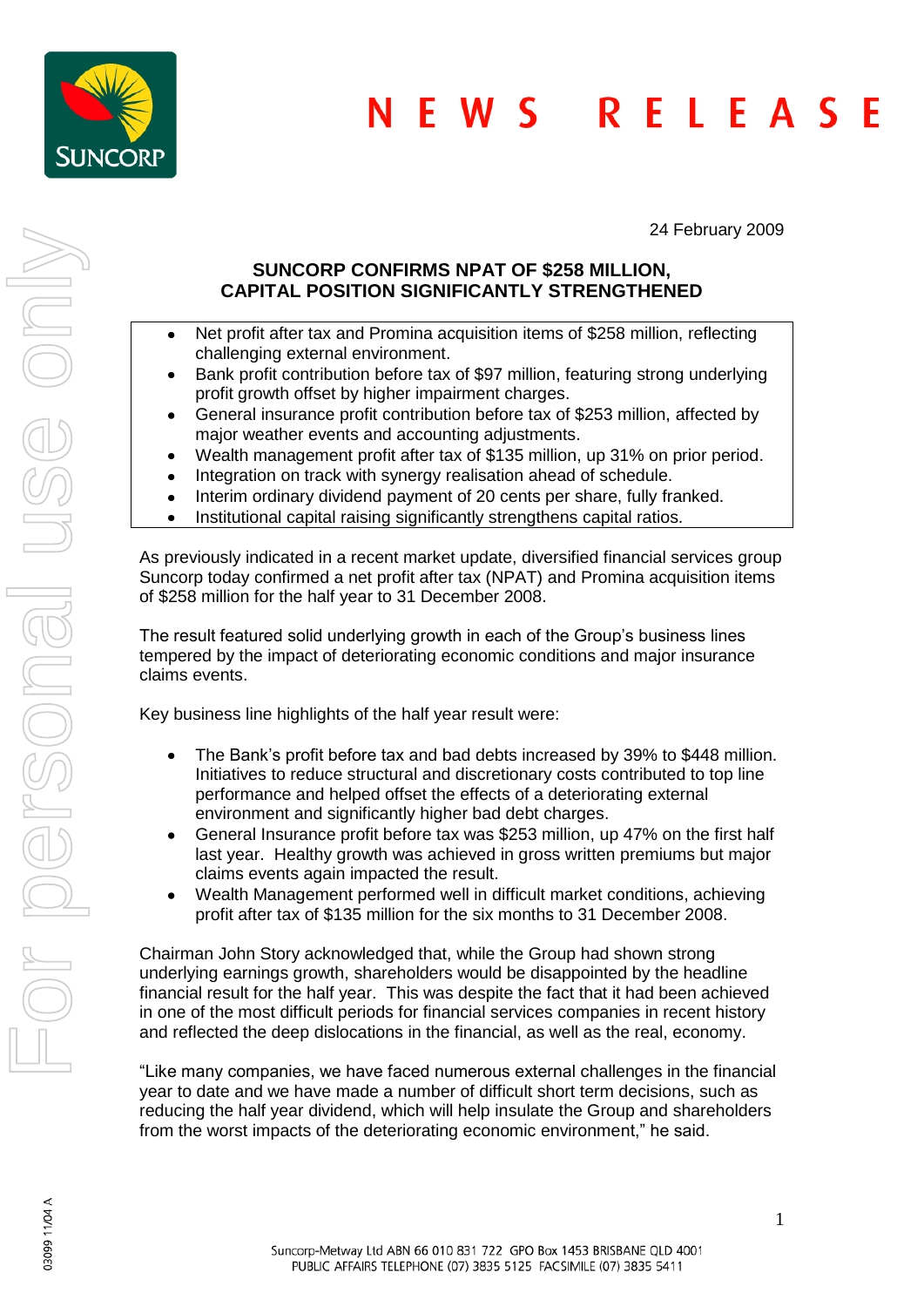# NEWS RELEASE

24 February 2009

## SUNCORP CONFIRMS NPAT OF $258 MILLION, CAPITAL POSITION SIGNIFICANTLY STRENGTHENED

- Net profit after tax and Promina acquisition items of $258 million, reflecting challenging external environment.
- Bank profit contribution before tax of $97 million, featuring strong underlying profit growth offset by higher impairment charges.
- General insurance profit contribution before tax of $253 million, affected by major weather events and accounting adjustments.
- Wealth management profit after tax of $135 million, up 31% on prior period.
- Integration on track with synergy realisation ahead of schedule.
- Interim ordinary dividend payment of 20 cents per share, fully franked.
- Institutional capital raising significantly strengthens capital ratios.

As previously indicated in a recent market update, diversified financial services group Suncorp today confirmed a net profit after tax (NPAT) and Promina acquisition items of $258 million for the half year to 31 December 2008.

The result featured solid underlying growth in each of the Group's business lines tempered by the impact of deteriorating economic conditions and major insurance claims events.

Key business line highlights of the half year result were:

- The Bank's profit before tax and bad debts increased by 39% to $448 million. Initiatives to reduce structural and discretionary costs contributed to top line performance and helped offset the effects of a deteriorating external environment and significantly higher bad debt charges.
- General Insurance profit before tax was $253 million, up 47% on the first half last year. Healthy growth was achieved in gross written premiums but major claims events again impacted the result.
- Wealth Management performed well in difficult market conditions, achieving profit after tax of $135 million for the six months to 31 December 2008.

Chairman John Story acknowledged that, while the Group had shown strong underlying earnings growth, shareholders would be disappointed by the headline financial result for the half year. This was despite the fact that it had been achieved in one of the most difficult periods for financial services companies in recent history and reflected the deep dislocations in the financial, as well as the real, economy.

"Like many companies, we have faced numerous external challenges in the financial year to date and we have made a number of difficult short term decisions, such as reducing the half year dividend, which will help insulate the Group and shareholders from the worst impacts of the deteriorating economic environment," he said.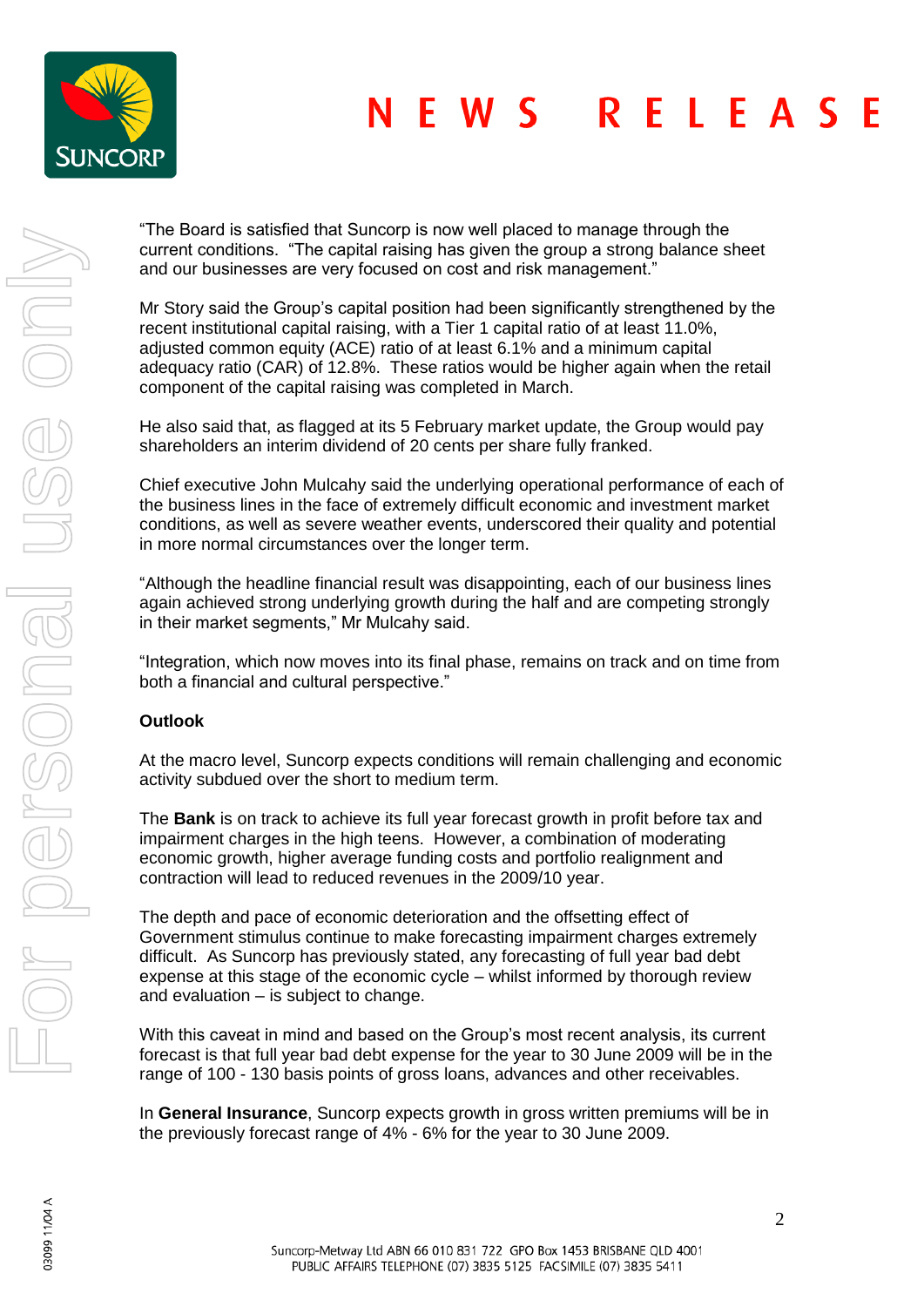"The Board is satisfied that Suncorp is now well placed to manage through the current conditions. "The capital raising has given the group a strong balance sheet and our businesses are very focused on cost and risk management."

Mr Story said the Group's capital position had been significantly strengthened by the recent institutional capital raising, with a Tier 1 capital ratio of at least 11.0%, adjusted common equity (ACE) ratio of at least 6.1% and a minimum capital adequacy ratio (CAR) of 12.8%. These ratios would be higher again when the retail component of the capital raising was completed in March.

He also said that, as flagged at its 5 February market update, the Group would pay shareholders an interim dividend of 20 cents per share fully franked.

Chief executive John Mulcahy said the underlying operational performance of each of the business lines in the face of extremely difficult economic and investment market conditions, as well as severe weather events, underscored their quality and potential in more normal circumstances over the longer term.

"Although the headline financial result was disappointing, each of our business lines again achieved strong underlying growth during the half and are competing strongly in their market segments," Mr Mulcahy said.

"Integration, which now moves into its final phase, remains on track and on time from both a financial and cultural perspective."

**Outlook**

At the macro level, Suncorp expects conditions will remain challenging and economic activity subdued over the short to medium term.

The **Bank** is on track to achieve its full year forecast growth in profit before tax and impairment charges in the high teens. However, a combination of moderating economic growth, higher average funding costs and portfolio realignment and contraction will lead to reduced revenues in the 2009/10 year.

The depth and pace of economic deterioration and the offsetting effect of Government stimulus continue to make forecasting impairment charges extremely difficult. As Suncorp has previously stated, any forecasting of full year bad debt expense at this stage of the economic cycle – whilst informed by thorough review and evaluation – is subject to change.

With this caveat in mind and based on the Group's most recent analysis, its current forecast is that full year bad debt expense for the year to 30 June 2009 will be in the range of 100 - 130 basis points of gross loans, advances and other receivables.

In **General Insurance**, Suncorp expects growth in gross written premiums will be in the previously forecast range of 4% - 6% for the year to 30 June 2009.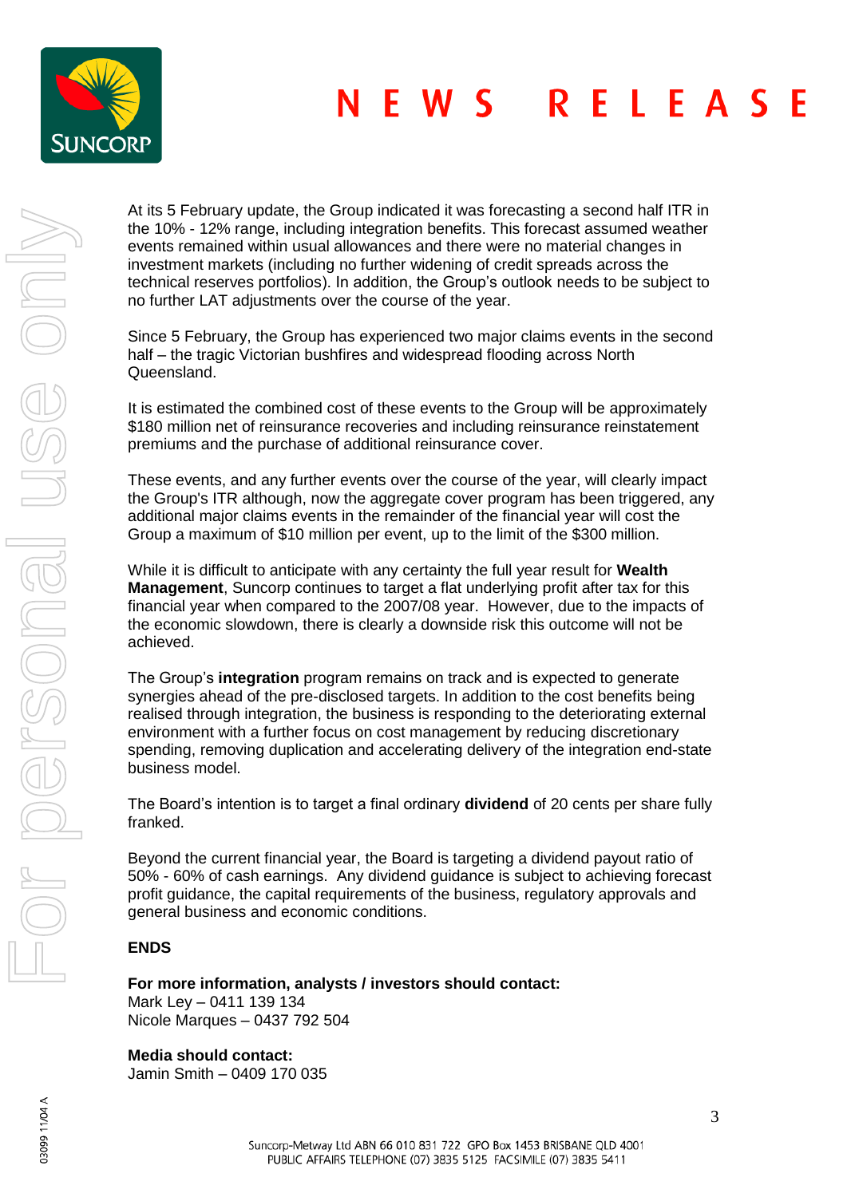At its 5 February update, the Group indicated it was forecasting a second half ITR in the 10% - 12% range, including integration benefits. This forecast assumed weather events remained within usual allowances and there were no material changes in investment markets (including no further widening of credit spreads across the technical reserves portfolios). In addition, the Group's outlook needs to be subject to no further LAT adjustments over the course of the year.

Since 5 February, the Group has experienced two major claims events in the second half – the tragic Victorian bushfires and widespread flooding across North Queensland.

It is estimated the combined cost of these events to the Group will be approximately $180 million net of reinsurance recoveries and including reinsurance reinstatement premiums and the purchase of additional reinsurance cover.

These events, and any further events over the course of the year, will clearly impact the Group's ITR although, now the aggregate cover program has been triggered, any additional major claims events in the remainder of the financial year will cost the Group a maximum of $10 million per event, up to the limit of the $300 million.

While it is difficult to anticipate with any certainty the full year result for **Wealth Management**, Suncorp continues to target a flat underlying profit after tax for this financial year when compared to the 2007/08 year. However, due to the impacts of the economic slowdown, there is clearly a downside risk this outcome will not be achieved.

The Group's **integration** program remains on track and is expected to generate synergies ahead of the pre-disclosed targets. In addition to the cost benefits being realised through integration, the business is responding to the deteriorating external environment with a further focus on cost management by reducing discretionary spending, removing duplication and accelerating delivery of the integration end-state business model.

The Board's intention is to target a final ordinary **dividend** of 20 cents per share fully franked.

Beyond the current financial year, the Board is targeting a dividend payout ratio of 50% - 60% of cash earnings. Any dividend guidance is subject to achieving forecast profit guidance, the capital requirements of the business, regulatory approvals and general business and economic conditions.

**ENDS**

**For more information, analysts / investors should contact:**
Mark Ley – 0411 139 134
Nicole Marques – 0437 792 504

**Media should contact:**
Jamin Smith – 0409 170 035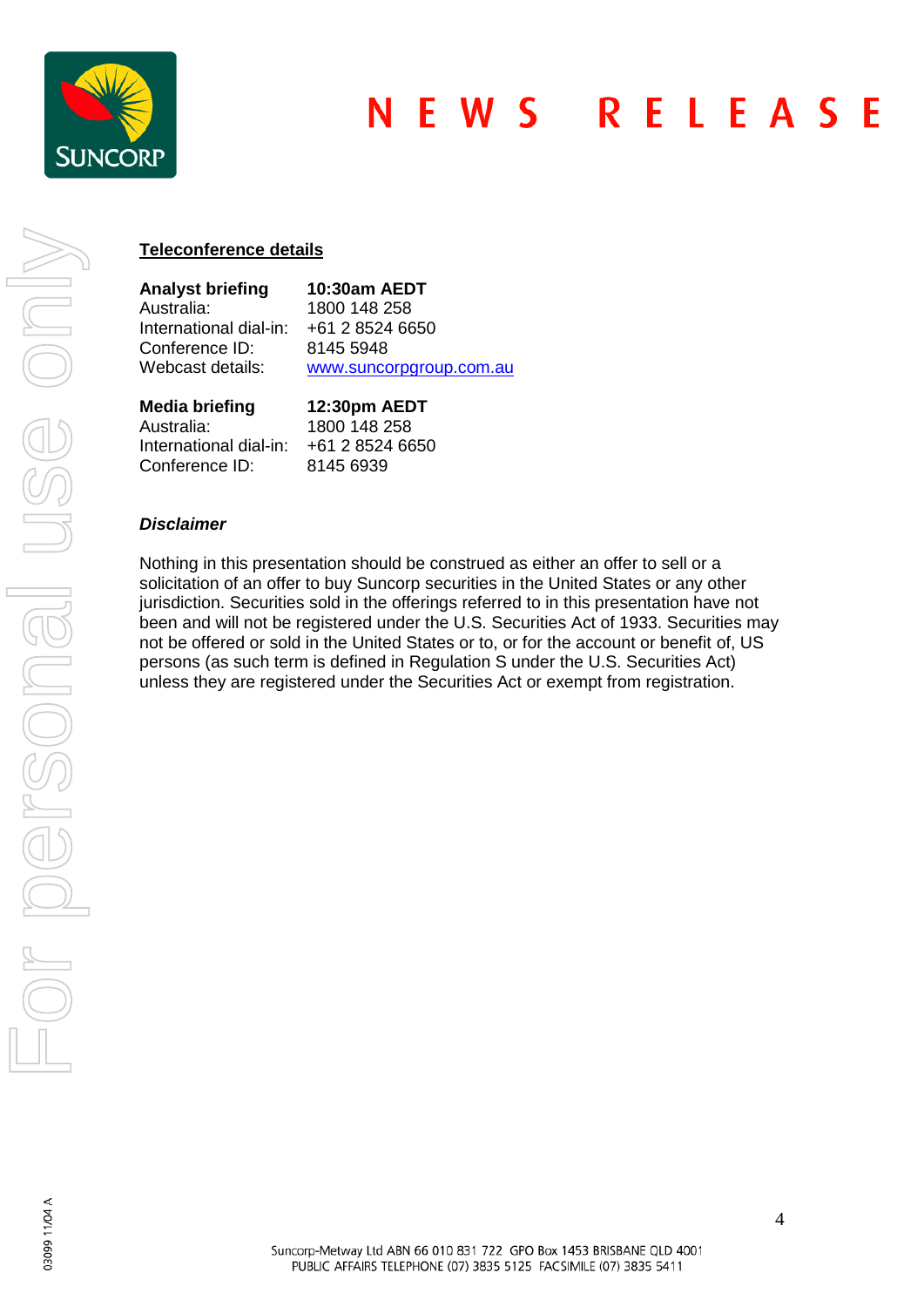# NEWS RELEASE

## Teleconference details

| | |
|---|---|
| **Analyst briefing** | **10:30am AEDT** |
| Australia: | 1800 148 258 |
| International dial-in: | +61 2 8524 6650 |
| Conference ID: | 8145 5948 |
| Webcast details: | www.suncorpgroup.com.au |

| | |
|---|---|
| **Media briefing** | **12:30pm AEDT** |
| Australia: | 1800 148 258 |
| International dial-in: | +61 2 8524 6650 |
| Conference ID: | 8145 6939 |

***Disclaimer***

Nothing in this presentation should be construed as either an offer to sell or a solicitation of an offer to buy Suncorp securities in the United States or any other jurisdiction. Securities sold in the offerings referred to in this presentation have not been and will not be registered under the U.S. Securities Act of 1933. Securities may not be offered or sold in the United States or to, or for the account or benefit of, US persons (as such term is defined in Regulation S under the U.S. Securities Act) unless they are registered under the Securities Act or exempt from registration.

Suncorp-Metway Ltd ABN 66 010 831 722 GPO Box 1453 BRISBANE QLD 4001
PUBLIC AFFAIRS TELEPHONE (07) 3835 5125 FACSIMILE (07) 3835 5411